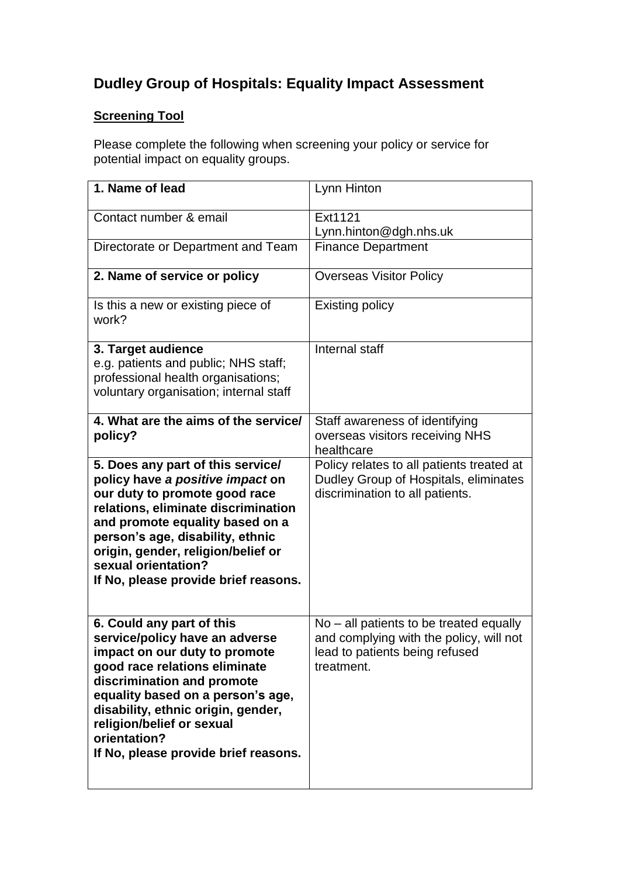# Dudley Group of Hospitals: Equality Impact Assessment

**Screening Tool**

Please complete the following when screening your policy or service for potential impact on equality groups.

| | |
|---|---|
| **1. Name of lead** | Lynn Hinton |
| Contact number & email | Ext1121<br>Lynn.hinton@dgh.nhs.uk |
| Directorate or Department and Team | Finance Department |
| **2. Name of service or policy** | Overseas Visitor Policy |
| Is this a new or existing piece of work? | Existing policy |
| **3. Target audience**<br>e.g. patients and public; NHS staff; professional health organisations; voluntary organisation; internal staff | Internal staff |
| **4. What are the aims of the service/ policy?** | Staff awareness of identifying overseas visitors receiving NHS healthcare |
| **5. Does any part of this service/ policy have *a positive impact* on our duty to promote good race relations, eliminate discrimination and promote equality based on a person's age, disability, ethnic origin, gender, religion/belief or sexual orientation?**<br>**If No, please provide brief reasons.** | Policy relates to all patients treated at Dudley Group of Hospitals, eliminates discrimination to all patients. |
| **6. Could any part of this service/policy have an adverse impact on our duty to promote good race relations eliminate discrimination and promote equality based on a person's age, disability, ethnic origin, gender, religion/belief or sexual orientation?**<br>**If No, please provide brief reasons.** | No – all patients to be treated equally and complying with the policy, will not lead to patients being refused treatment. |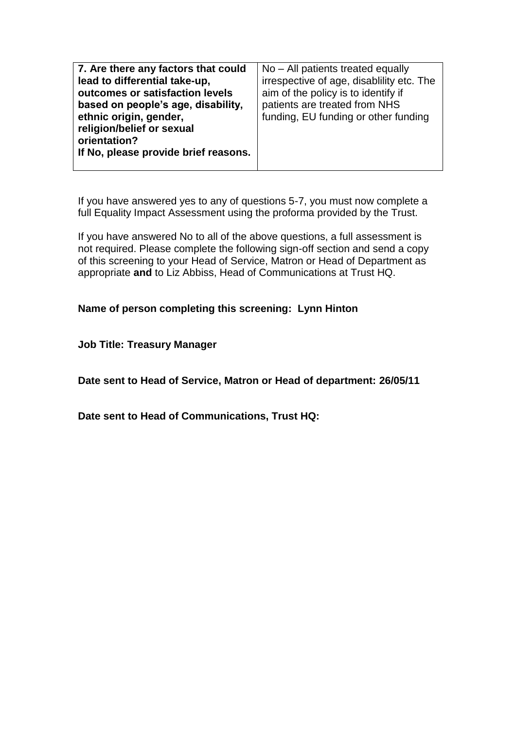| | |
|---|---|
| **7. Are there any factors that could lead to differential take-up, outcomes or satisfaction levels based on people's age, disability, ethnic origin, gender, religion/belief or sexual orientation?**<br>**If No, please provide brief reasons.** | No – All patients treated equally irrespective of age, disablility etc. The aim of the policy is to identify if patients are treated from NHS funding, EU funding or other funding |

If you have answered yes to any of questions 5-7, you must now complete a full Equality Impact Assessment using the proforma provided by the Trust.

If you have answered No to all of the above questions, a full assessment is not required. Please complete the following sign-off section and send a copy of this screening to your Head of Service, Matron or Head of Department as appropriate **and** to Liz Abbiss, Head of Communications at Trust HQ.

**Name of person completing this screening: Lynn Hinton**

**Job Title: Treasury Manager**

**Date sent to Head of Service, Matron or Head of department: 26/05/11**

**Date sent to Head of Communications, Trust HQ:**